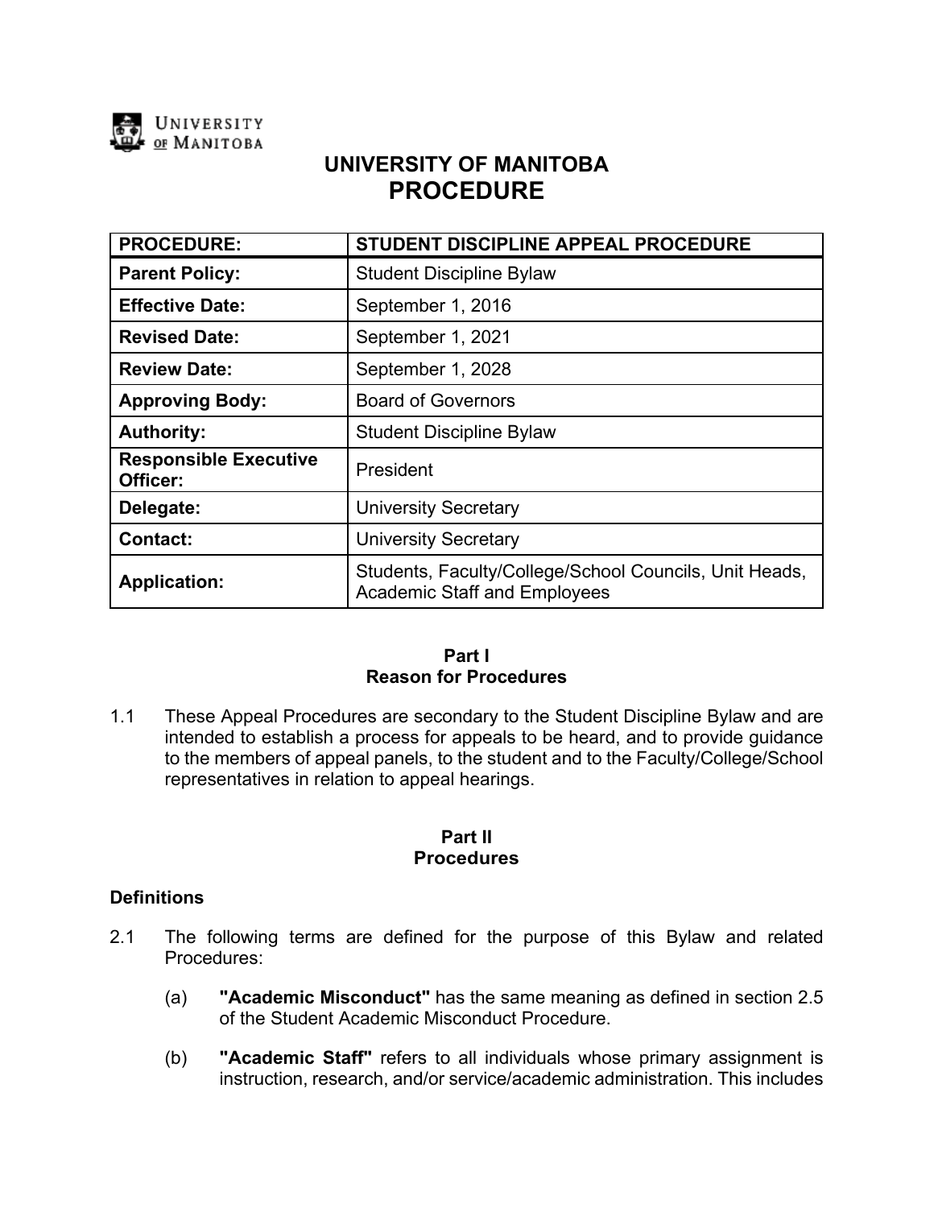UNIVERSITY OF MANITOBA

# UNIVERSITY OF MANITOBA
# PROCEDURE

| PROCEDURE: | STUDENT DISCIPLINE APPEAL PROCEDURE |
|---|---|
| Parent Policy: | Student Discipline Bylaw |
| Effective Date: | September 1, 2016 |
| Revised Date: | September 1, 2021 |
| Review Date: | September 1, 2028 |
| Approving Body: | Board of Governors |
| Authority: | Student Discipline Bylaw |
| Responsible Executive Officer: | President |
| Delegate: | University Secretary |
| Contact: | University Secretary |
| Application: | Students, Faculty/College/School Councils, Unit Heads, Academic Staff and Employees |

## Part I
## Reason for Procedures

1.1 These Appeal Procedures are secondary to the Student Discipline Bylaw and are intended to establish a process for appeals to be heard, and to provide guidance to the members of appeal panels, to the student and to the Faculty/College/School representatives in relation to appeal hearings.

## Part II
## Procedures

### Definitions

2.1 The following terms are defined for the purpose of this Bylaw and related Procedures:

(a) **"Academic Misconduct"** has the same meaning as defined in section 2.5 of the Student Academic Misconduct Procedure.

(b) **"Academic Staff"** refers to all individuals whose primary assignment is instruction, research, and/or service/academic administration. This includes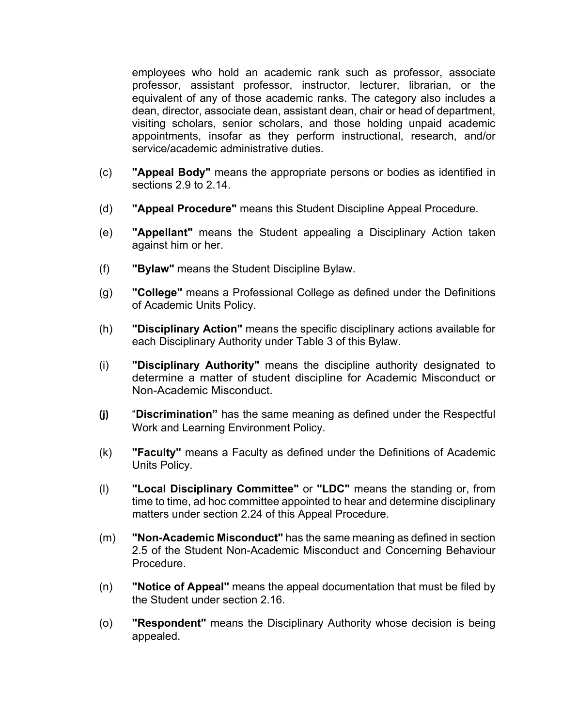employees who hold an academic rank such as professor, associate professor, assistant professor, instructor, lecturer, librarian, or the equivalent of any of those academic ranks. The category also includes a dean, director, associate dean, assistant dean, chair or head of department, visiting scholars, senior scholars, and those holding unpaid academic appointments, insofar as they perform instructional, research, and/or service/academic administrative duties.

(c) **"Appeal Body"** means the appropriate persons or bodies as identified in sections 2.9 to 2.14.

(d) **"Appeal Procedure"** means this Student Discipline Appeal Procedure.

(e) **"Appellant"** means the Student appealing a Disciplinary Action taken against him or her.

(f) **"Bylaw"** means the Student Discipline Bylaw.

(g) **"College"** means a Professional College as defined under the Definitions of Academic Units Policy.

(h) **"Disciplinary Action"** means the specific disciplinary actions available for each Disciplinary Authority under Table 3 of this Bylaw.

(i) **"Disciplinary Authority"** means the discipline authority designated to determine a matter of student discipline for Academic Misconduct or Non-Academic Misconduct.

**(j)** "**Discrimination"** has the same meaning as defined under the Respectful Work and Learning Environment Policy.

(k) **"Faculty"** means a Faculty as defined under the Definitions of Academic Units Policy.

(l) **"Local Disciplinary Committee"** or **"LDC"** means the standing or, from time to time, ad hoc committee appointed to hear and determine disciplinary matters under section 2.24 of this Appeal Procedure.

(m) **"Non-Academic Misconduct"** has the same meaning as defined in section 2.5 of the Student Non-Academic Misconduct and Concerning Behaviour Procedure.

(n) **"Notice of Appeal"** means the appeal documentation that must be filed by the Student under section 2.16.

(o) **"Respondent"** means the Disciplinary Authority whose decision is being appealed.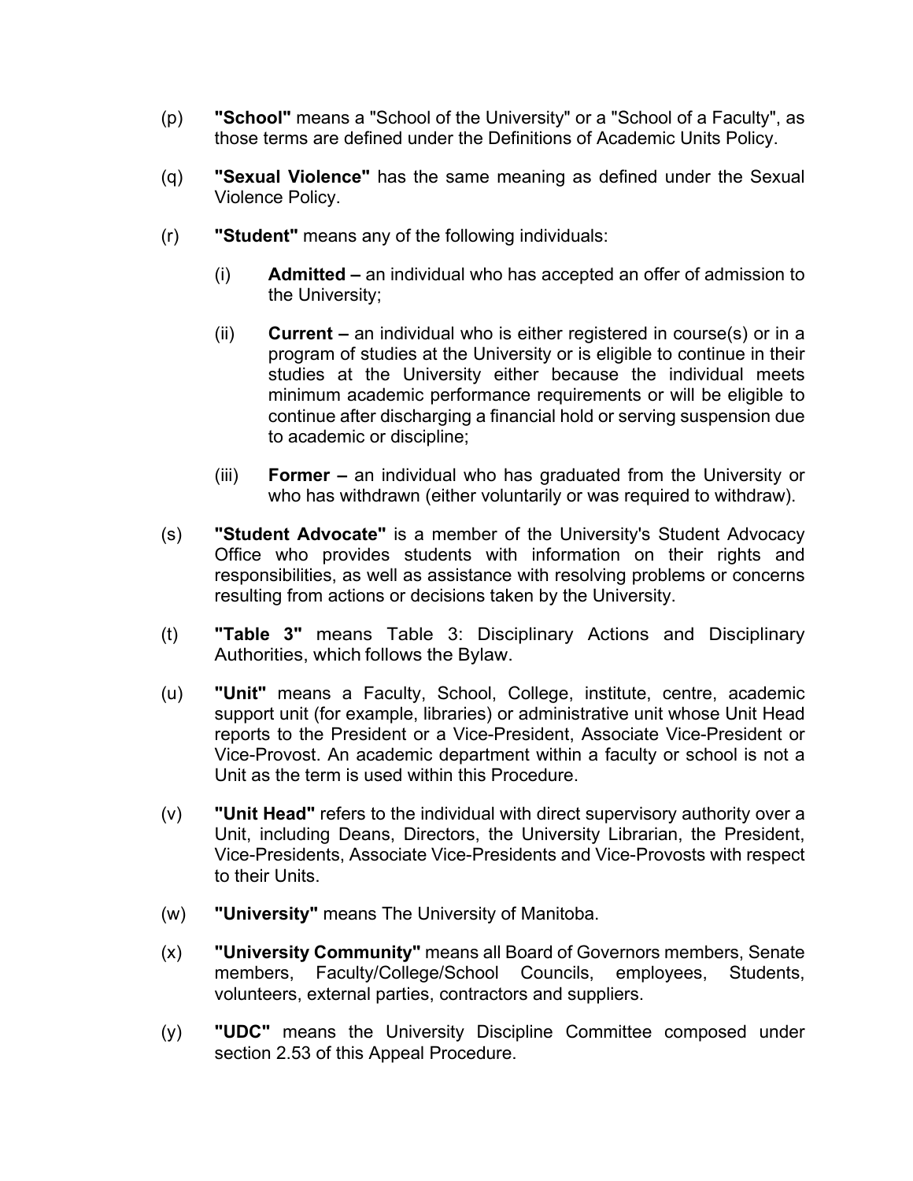(p) **"School"** means a "School of the University" or a "School of a Faculty", as those terms are defined under the Definitions of Academic Units Policy.

(q) **"Sexual Violence"** has the same meaning as defined under the Sexual Violence Policy.

(r) **"Student"** means any of the following individuals:

  (i) **Admitted –** an individual who has accepted an offer of admission to the University;

  (ii) **Current –** an individual who is either registered in course(s) or in a program of studies at the University or is eligible to continue in their studies at the University either because the individual meets minimum academic performance requirements or will be eligible to continue after discharging a financial hold or serving suspension due to academic or discipline;

  (iii) **Former –** an individual who has graduated from the University or who has withdrawn (either voluntarily or was required to withdraw).

(s) **"Student Advocate"** is a member of the University's Student Advocacy Office who provides students with information on their rights and responsibilities, as well as assistance with resolving problems or concerns resulting from actions or decisions taken by the University.

(t) **"Table 3"** means Table 3: Disciplinary Actions and Disciplinary Authorities, which follows the Bylaw.

(u) **"Unit"** means a Faculty, School, College, institute, centre, academic support unit (for example, libraries) or administrative unit whose Unit Head reports to the President or a Vice-President, Associate Vice-President or Vice-Provost. An academic department within a faculty or school is not a Unit as the term is used within this Procedure.

(v) **"Unit Head"** refers to the individual with direct supervisory authority over a Unit, including Deans, Directors, the University Librarian, the President, Vice-Presidents, Associate Vice-Presidents and Vice-Provosts with respect to their Units.

(w) **"University"** means The University of Manitoba.

(x) **"University Community"** means all Board of Governors members, Senate members, Faculty/College/School Councils, employees, Students, volunteers, external parties, contractors and suppliers.

(y) **"UDC"** means the University Discipline Committee composed under section 2.53 of this Appeal Procedure.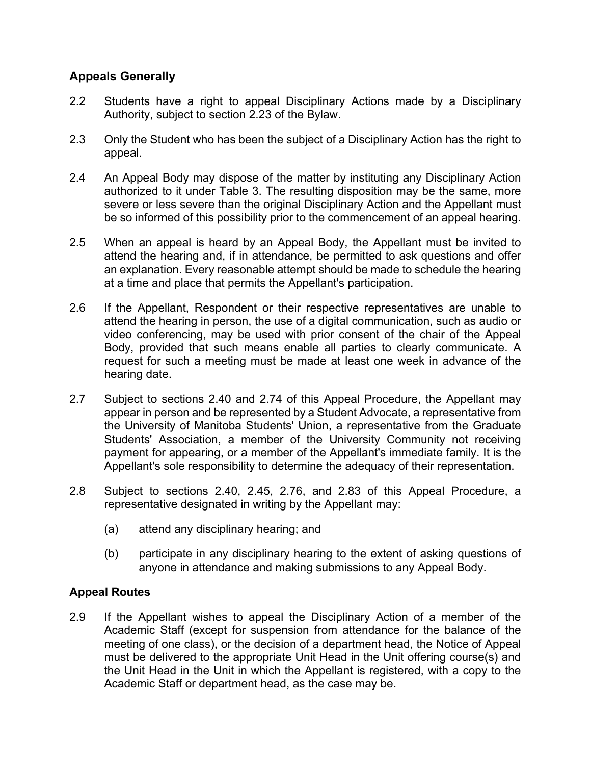## Appeals Generally

2.2 Students have a right to appeal Disciplinary Actions made by a Disciplinary Authority, subject to section 2.23 of the Bylaw.

2.3 Only the Student who has been the subject of a Disciplinary Action has the right to appeal.

2.4 An Appeal Body may dispose of the matter by instituting any Disciplinary Action authorized to it under Table 3. The resulting disposition may be the same, more severe or less severe than the original Disciplinary Action and the Appellant must be so informed of this possibility prior to the commencement of an appeal hearing.

2.5 When an appeal is heard by an Appeal Body, the Appellant must be invited to attend the hearing and, if in attendance, be permitted to ask questions and offer an explanation. Every reasonable attempt should be made to schedule the hearing at a time and place that permits the Appellant's participation.

2.6 If the Appellant, Respondent or their respective representatives are unable to attend the hearing in person, the use of a digital communication, such as audio or video conferencing, may be used with prior consent of the chair of the Appeal Body, provided that such means enable all parties to clearly communicate. A request for such a meeting must be made at least one week in advance of the hearing date.

2.7 Subject to sections 2.40 and 2.74 of this Appeal Procedure, the Appellant may appear in person and be represented by a Student Advocate, a representative from the University of Manitoba Students' Union, a representative from the Graduate Students' Association, a member of the University Community not receiving payment for appearing, or a member of the Appellant's immediate family. It is the Appellant's sole responsibility to determine the adequacy of their representation.

2.8 Subject to sections 2.40, 2.45, 2.76, and 2.83 of this Appeal Procedure, a representative designated in writing by the Appellant may:

(a) attend any disciplinary hearing; and

(b) participate in any disciplinary hearing to the extent of asking questions of anyone in attendance and making submissions to any Appeal Body.

## Appeal Routes

2.9 If the Appellant wishes to appeal the Disciplinary Action of a member of the Academic Staff (except for suspension from attendance for the balance of the meeting of one class), or the decision of a department head, the Notice of Appeal must be delivered to the appropriate Unit Head in the Unit offering course(s) and the Unit Head in the Unit in which the Appellant is registered, with a copy to the Academic Staff or department head, as the case may be.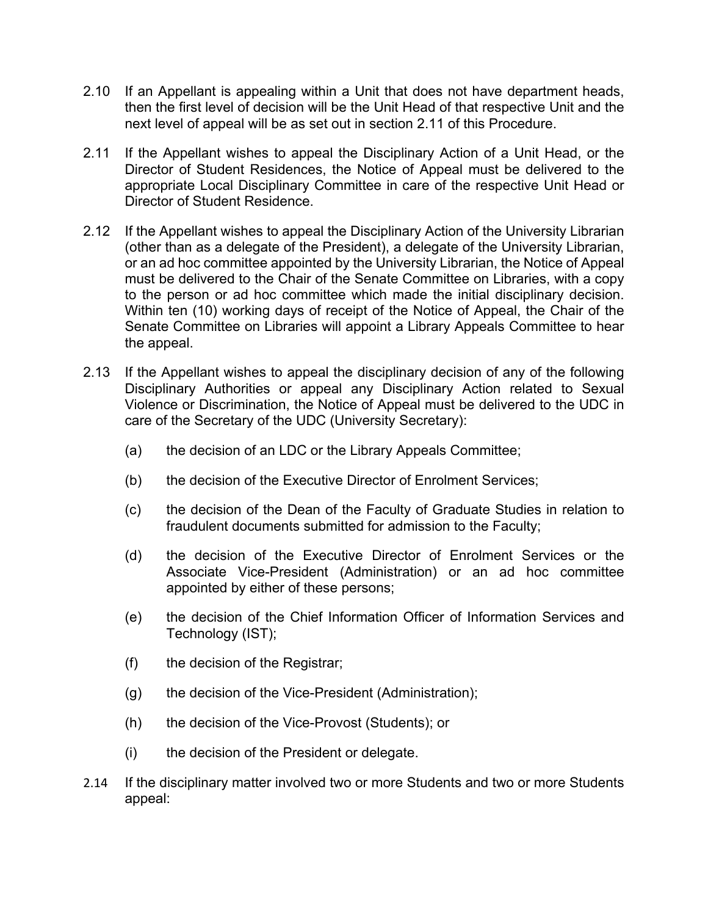2.10 If an Appellant is appealing within a Unit that does not have department heads, then the first level of decision will be the Unit Head of that respective Unit and the next level of appeal will be as set out in section 2.11 of this Procedure.

2.11 If the Appellant wishes to appeal the Disciplinary Action of a Unit Head, or the Director of Student Residences, the Notice of Appeal must be delivered to the appropriate Local Disciplinary Committee in care of the respective Unit Head or Director of Student Residence.

2.12 If the Appellant wishes to appeal the Disciplinary Action of the University Librarian (other than as a delegate of the President), a delegate of the University Librarian, or an ad hoc committee appointed by the University Librarian, the Notice of Appeal must be delivered to the Chair of the Senate Committee on Libraries, with a copy to the person or ad hoc committee which made the initial disciplinary decision. Within ten (10) working days of receipt of the Notice of Appeal, the Chair of the Senate Committee on Libraries will appoint a Library Appeals Committee to hear the appeal.

2.13 If the Appellant wishes to appeal the disciplinary decision of any of the following Disciplinary Authorities or appeal any Disciplinary Action related to Sexual Violence or Discrimination, the Notice of Appeal must be delivered to the UDC in care of the Secretary of the UDC (University Secretary):

(a) the decision of an LDC or the Library Appeals Committee;

(b) the decision of the Executive Director of Enrolment Services;

(c) the decision of the Dean of the Faculty of Graduate Studies in relation to fraudulent documents submitted for admission to the Faculty;

(d) the decision of the Executive Director of Enrolment Services or the Associate Vice-President (Administration) or an ad hoc committee appointed by either of these persons;

(e) the decision of the Chief Information Officer of Information Services and Technology (IST);

(f) the decision of the Registrar;

(g) the decision of the Vice-President (Administration);

(h) the decision of the Vice-Provost (Students); or

(i) the decision of the President or delegate.

2.14 If the disciplinary matter involved two or more Students and two or more Students appeal: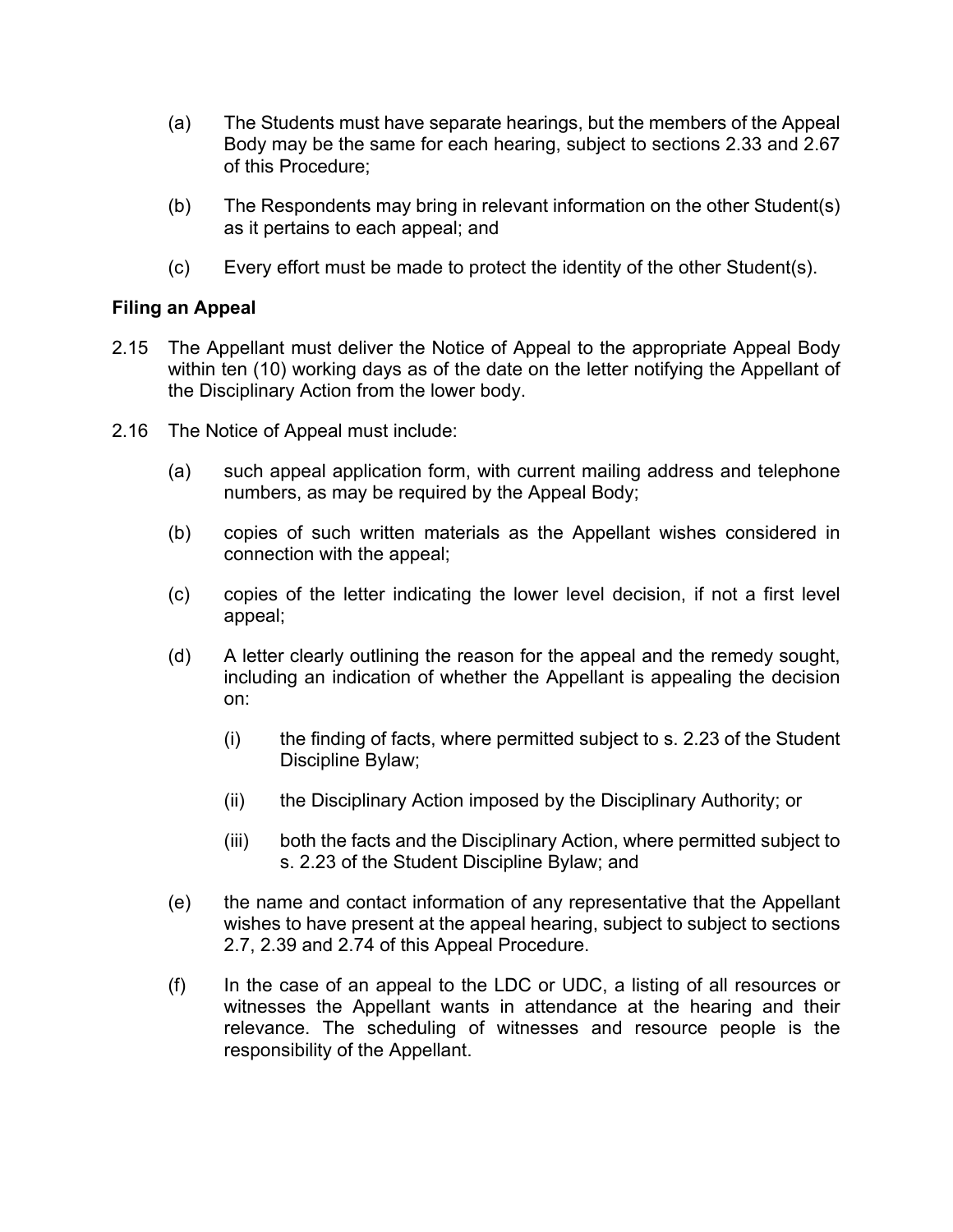(a) The Students must have separate hearings, but the members of the Appeal Body may be the same for each hearing, subject to sections 2.33 and 2.67 of this Procedure;

(b) The Respondents may bring in relevant information on the other Student(s) as it pertains to each appeal; and

(c) Every effort must be made to protect the identity of the other Student(s).

**Filing an Appeal**

2.15 The Appellant must deliver the Notice of Appeal to the appropriate Appeal Body within ten (10) working days as of the date on the letter notifying the Appellant of the Disciplinary Action from the lower body.

2.16 The Notice of Appeal must include:

(a) such appeal application form, with current mailing address and telephone numbers, as may be required by the Appeal Body;

(b) copies of such written materials as the Appellant wishes considered in connection with the appeal;

(c) copies of the letter indicating the lower level decision, if not a first level appeal;

(d) A letter clearly outlining the reason for the appeal and the remedy sought, including an indication of whether the Appellant is appealing the decision on:

(i) the finding of facts, where permitted subject to s. 2.23 of the Student Discipline Bylaw;

(ii) the Disciplinary Action imposed by the Disciplinary Authority; or

(iii) both the facts and the Disciplinary Action, where permitted subject to s. 2.23 of the Student Discipline Bylaw; and

(e) the name and contact information of any representative that the Appellant wishes to have present at the appeal hearing, subject to subject to sections 2.7, 2.39 and 2.74 of this Appeal Procedure.

(f) In the case of an appeal to the LDC or UDC, a listing of all resources or witnesses the Appellant wants in attendance at the hearing and their relevance. The scheduling of witnesses and resource people is the responsibility of the Appellant.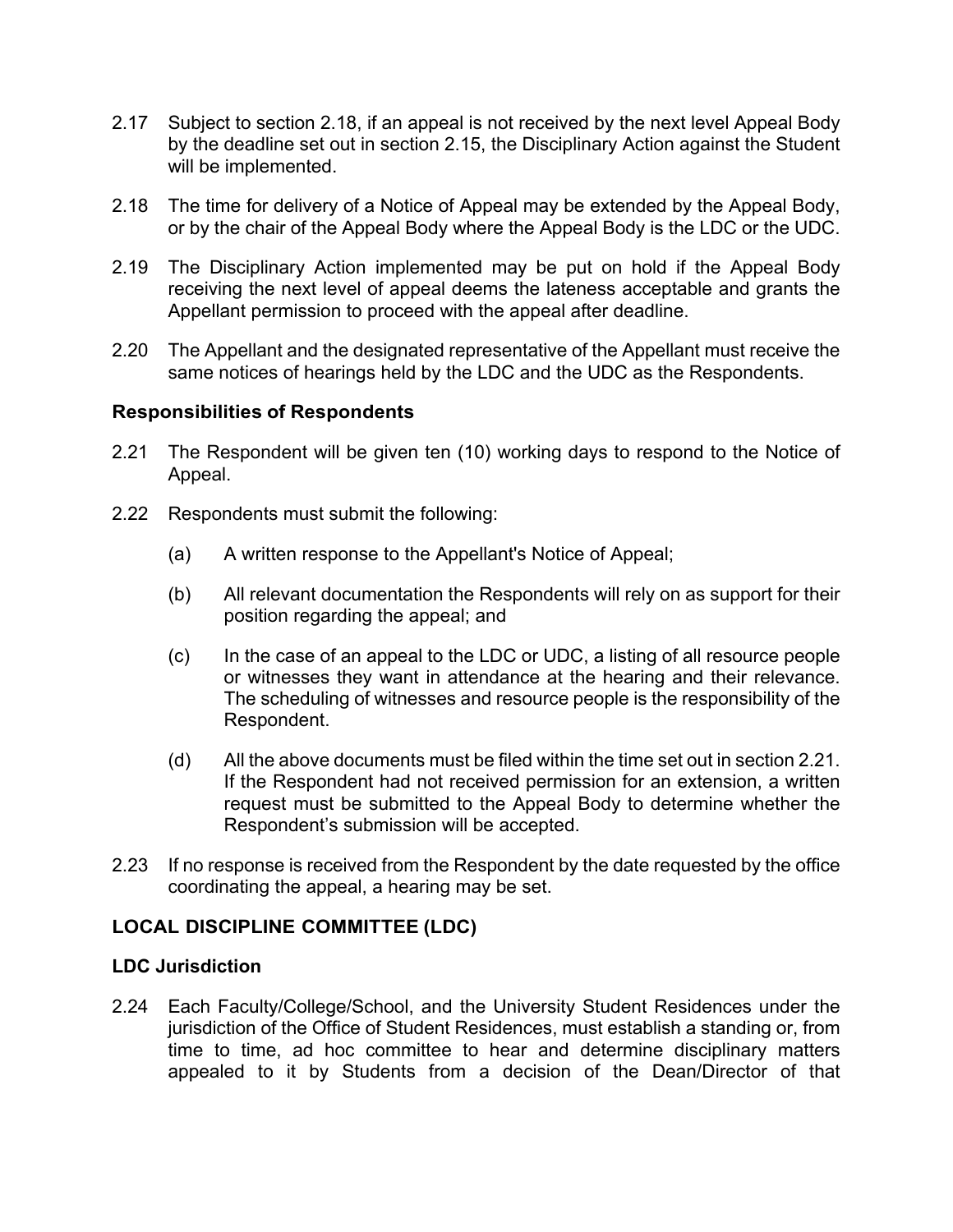2.17 Subject to section 2.18, if an appeal is not received by the next level Appeal Body by the deadline set out in section 2.15, the Disciplinary Action against the Student will be implemented.

2.18 The time for delivery of a Notice of Appeal may be extended by the Appeal Body, or by the chair of the Appeal Body where the Appeal Body is the LDC or the UDC.

2.19 The Disciplinary Action implemented may be put on hold if the Appeal Body receiving the next level of appeal deems the lateness acceptable and grants the Appellant permission to proceed with the appeal after deadline.

2.20 The Appellant and the designated representative of the Appellant must receive the same notices of hearings held by the LDC and the UDC as the Respondents.

### Responsibilities of Respondents

2.21 The Respondent will be given ten (10) working days to respond to the Notice of Appeal.

2.22 Respondents must submit the following:

(a) A written response to the Appellant's Notice of Appeal;

(b) All relevant documentation the Respondents will rely on as support for their position regarding the appeal; and

(c) In the case of an appeal to the LDC or UDC, a listing of all resource people or witnesses they want in attendance at the hearing and their relevance. The scheduling of witnesses and resource people is the responsibility of the Respondent.

(d) All the above documents must be filed within the time set out in section 2.21. If the Respondent had not received permission for an extension, a written request must be submitted to the Appeal Body to determine whether the Respondent's submission will be accepted.

2.23 If no response is received from the Respondent by the date requested by the office coordinating the appeal, a hearing may be set.

## LOCAL DISCIPLINE COMMITTEE (LDC)

### LDC Jurisdiction

2.24 Each Faculty/College/School, and the University Student Residences under the jurisdiction of the Office of Student Residences, must establish a standing or, from time to time, ad hoc committee to hear and determine disciplinary matters appealed to it by Students from a decision of the Dean/Director of that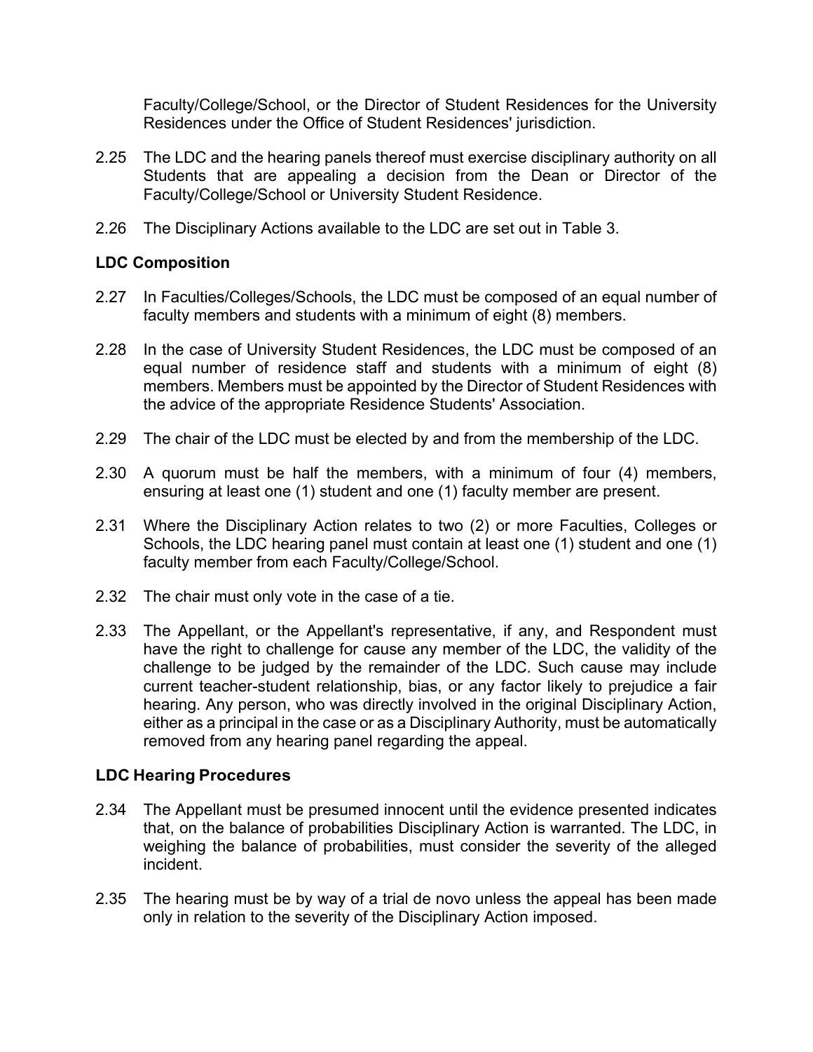Faculty/College/School, or the Director of Student Residences for the University Residences under the Office of Student Residences' jurisdiction.

2.25 The LDC and the hearing panels thereof must exercise disciplinary authority on all Students that are appealing a decision from the Dean or Director of the Faculty/College/School or University Student Residence.

2.26 The Disciplinary Actions available to the LDC are set out in Table 3.

**LDC Composition**

2.27 In Faculties/Colleges/Schools, the LDC must be composed of an equal number of faculty members and students with a minimum of eight (8) members.

2.28 In the case of University Student Residences, the LDC must be composed of an equal number of residence staff and students with a minimum of eight (8) members. Members must be appointed by the Director of Student Residences with the advice of the appropriate Residence Students' Association.

2.29 The chair of the LDC must be elected by and from the membership of the LDC.

2.30 A quorum must be half the members, with a minimum of four (4) members, ensuring at least one (1) student and one (1) faculty member are present.

2.31 Where the Disciplinary Action relates to two (2) or more Faculties, Colleges or Schools, the LDC hearing panel must contain at least one (1) student and one (1) faculty member from each Faculty/College/School.

2.32 The chair must only vote in the case of a tie.

2.33 The Appellant, or the Appellant's representative, if any, and Respondent must have the right to challenge for cause any member of the LDC, the validity of the challenge to be judged by the remainder of the LDC. Such cause may include current teacher-student relationship, bias, or any factor likely to prejudice a fair hearing. Any person, who was directly involved in the original Disciplinary Action, either as a principal in the case or as a Disciplinary Authority, must be automatically removed from any hearing panel regarding the appeal.

**LDC Hearing Procedures**

2.34 The Appellant must be presumed innocent until the evidence presented indicates that, on the balance of probabilities Disciplinary Action is warranted. The LDC, in weighing the balance of probabilities, must consider the severity of the alleged incident.

2.35 The hearing must be by way of a trial de novo unless the appeal has been made only in relation to the severity of the Disciplinary Action imposed.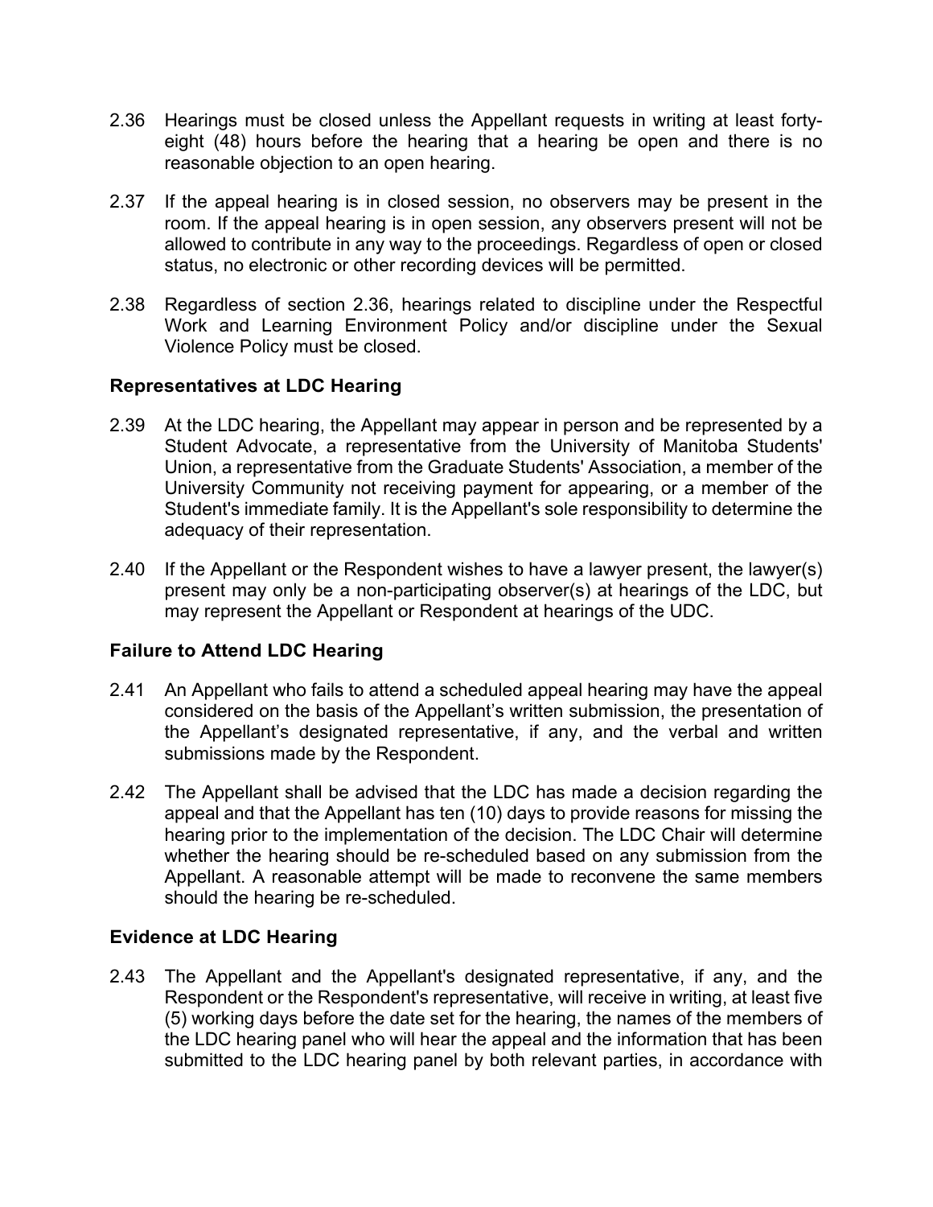2.36 Hearings must be closed unless the Appellant requests in writing at least forty-eight (48) hours before the hearing that a hearing be open and there is no reasonable objection to an open hearing.

2.37 If the appeal hearing is in closed session, no observers may be present in the room. If the appeal hearing is in open session, any observers present will not be allowed to contribute in any way to the proceedings. Regardless of open or closed status, no electronic or other recording devices will be permitted.

2.38 Regardless of section 2.36, hearings related to discipline under the Respectful Work and Learning Environment Policy and/or discipline under the Sexual Violence Policy must be closed.

### Representatives at LDC Hearing

2.39 At the LDC hearing, the Appellant may appear in person and be represented by a Student Advocate, a representative from the University of Manitoba Students' Union, a representative from the Graduate Students' Association, a member of the University Community not receiving payment for appearing, or a member of the Student's immediate family. It is the Appellant's sole responsibility to determine the adequacy of their representation.

2.40 If the Appellant or the Respondent wishes to have a lawyer present, the lawyer(s) present may only be a non-participating observer(s) at hearings of the LDC, but may represent the Appellant or Respondent at hearings of the UDC.

### Failure to Attend LDC Hearing

2.41 An Appellant who fails to attend a scheduled appeal hearing may have the appeal considered on the basis of the Appellant's written submission, the presentation of the Appellant's designated representative, if any, and the verbal and written submissions made by the Respondent.

2.42 The Appellant shall be advised that the LDC has made a decision regarding the appeal and that the Appellant has ten (10) days to provide reasons for missing the hearing prior to the implementation of the decision. The LDC Chair will determine whether the hearing should be re-scheduled based on any submission from the Appellant. A reasonable attempt will be made to reconvene the same members should the hearing be re-scheduled.

### Evidence at LDC Hearing

2.43 The Appellant and the Appellant's designated representative, if any, and the Respondent or the Respondent's representative, will receive in writing, at least five (5) working days before the date set for the hearing, the names of the members of the LDC hearing panel who will hear the appeal and the information that has been submitted to the LDC hearing panel by both relevant parties, in accordance with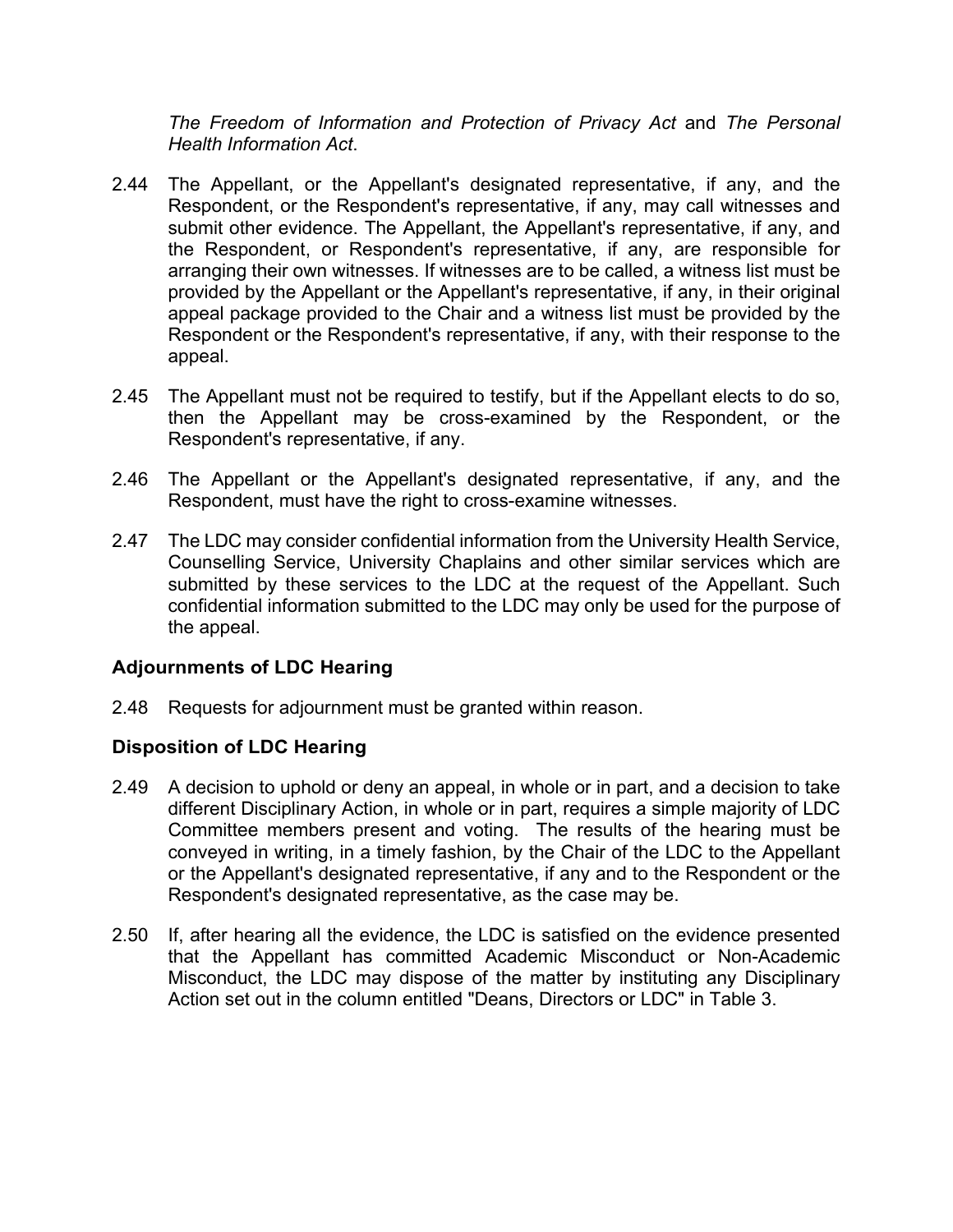*The Freedom of Information and Protection of Privacy Act* and *The Personal Health Information Act*.

2.44 The Appellant, or the Appellant's designated representative, if any, and the Respondent, or the Respondent's representative, if any, may call witnesses and submit other evidence. The Appellant, the Appellant's representative, if any, and the Respondent, or Respondent's representative, if any, are responsible for arranging their own witnesses. If witnesses are to be called, a witness list must be provided by the Appellant or the Appellant's representative, if any, in their original appeal package provided to the Chair and a witness list must be provided by the Respondent or the Respondent's representative, if any, with their response to the appeal.

2.45 The Appellant must not be required to testify, but if the Appellant elects to do so, then the Appellant may be cross-examined by the Respondent, or the Respondent's representative, if any.

2.46 The Appellant or the Appellant's designated representative, if any, and the Respondent, must have the right to cross-examine witnesses.

2.47 The LDC may consider confidential information from the University Health Service, Counselling Service, University Chaplains and other similar services which are submitted by these services to the LDC at the request of the Appellant. Such confidential information submitted to the LDC may only be used for the purpose of the appeal.

### Adjournments of LDC Hearing

2.48 Requests for adjournment must be granted within reason.

### Disposition of LDC Hearing

2.49 A decision to uphold or deny an appeal, in whole or in part, and a decision to take different Disciplinary Action, in whole or in part, requires a simple majority of LDC Committee members present and voting. The results of the hearing must be conveyed in writing, in a timely fashion, by the Chair of the LDC to the Appellant or the Appellant's designated representative, if any and to the Respondent or the Respondent's designated representative, as the case may be.

2.50 If, after hearing all the evidence, the LDC is satisfied on the evidence presented that the Appellant has committed Academic Misconduct or Non-Academic Misconduct, the LDC may dispose of the matter by instituting any Disciplinary Action set out in the column entitled "Deans, Directors or LDC" in Table 3.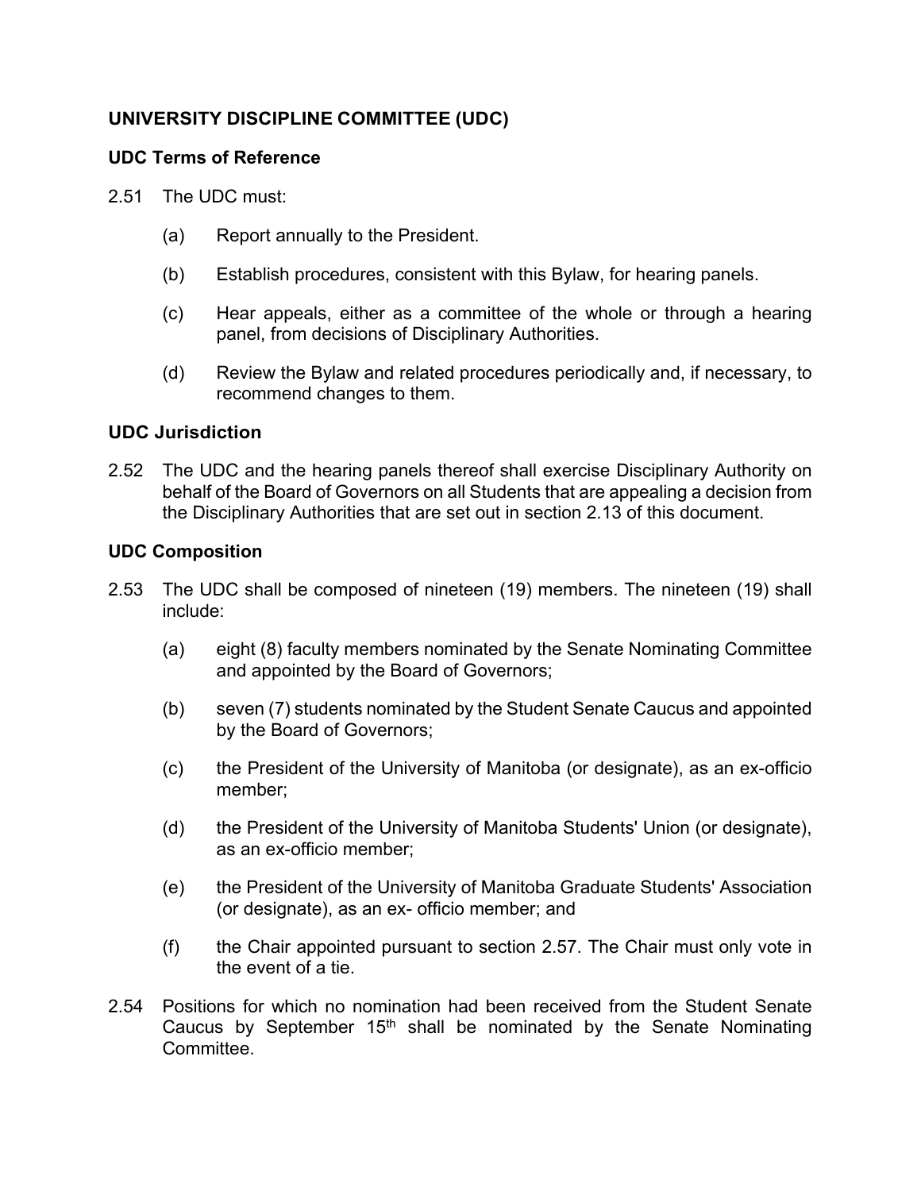## UNIVERSITY DISCIPLINE COMMITTEE (UDC)

### UDC Terms of Reference

2.51 The UDC must:

(a) Report annually to the President.

(b) Establish procedures, consistent with this Bylaw, for hearing panels.

(c) Hear appeals, either as a committee of the whole or through a hearing panel, from decisions of Disciplinary Authorities.

(d) Review the Bylaw and related procedures periodically and, if necessary, to recommend changes to them.

### UDC Jurisdiction

2.52 The UDC and the hearing panels thereof shall exercise Disciplinary Authority on behalf of the Board of Governors on all Students that are appealing a decision from the Disciplinary Authorities that are set out in section 2.13 of this document.

### UDC Composition

2.53 The UDC shall be composed of nineteen (19) members. The nineteen (19) shall include:

(a) eight (8) faculty members nominated by the Senate Nominating Committee and appointed by the Board of Governors;

(b) seven (7) students nominated by the Student Senate Caucus and appointed by the Board of Governors;

(c) the President of the University of Manitoba (or designate), as an ex-officio member;

(d) the President of the University of Manitoba Students' Union (or designate), as an ex-officio member;

(e) the President of the University of Manitoba Graduate Students' Association (or designate), as an ex- officio member; and

(f) the Chair appointed pursuant to section 2.57. The Chair must only vote in the event of a tie.

2.54 Positions for which no nomination had been received from the Student Senate Caucus by September 15th shall be nominated by the Senate Nominating Committee.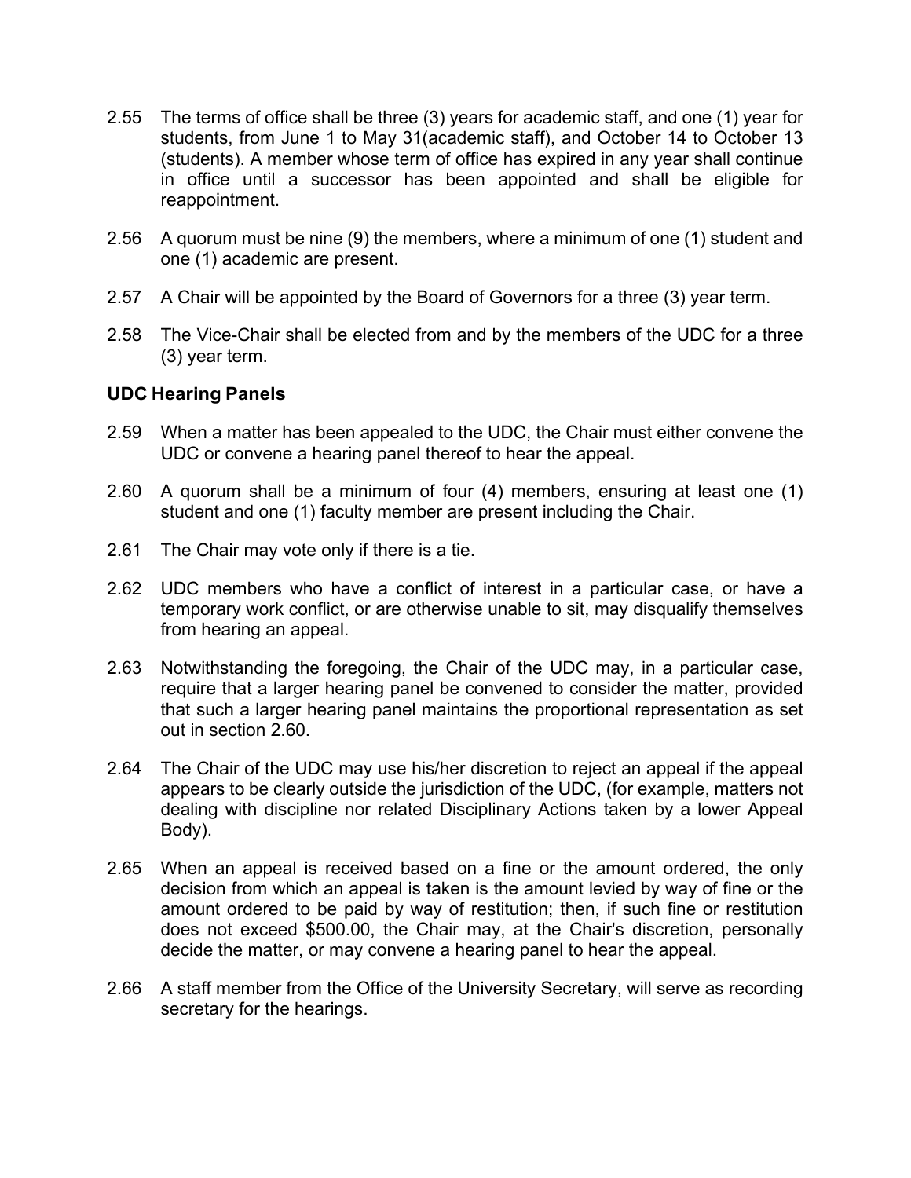2.55 The terms of office shall be three (3) years for academic staff, and one (1) year for students, from June 1 to May 31(academic staff), and October 14 to October 13 (students). A member whose term of office has expired in any year shall continue in office until a successor has been appointed and shall be eligible for reappointment.

2.56 A quorum must be nine (9) the members, where a minimum of one (1) student and one (1) academic are present.

2.57 A Chair will be appointed by the Board of Governors for a three (3) year term.

2.58 The Vice-Chair shall be elected from and by the members of the UDC for a three (3) year term.

**UDC Hearing Panels**

2.59 When a matter has been appealed to the UDC, the Chair must either convene the UDC or convene a hearing panel thereof to hear the appeal.

2.60 A quorum shall be a minimum of four (4) members, ensuring at least one (1) student and one (1) faculty member are present including the Chair.

2.61 The Chair may vote only if there is a tie.

2.62 UDC members who have a conflict of interest in a particular case, or have a temporary work conflict, or are otherwise unable to sit, may disqualify themselves from hearing an appeal.

2.63 Notwithstanding the foregoing, the Chair of the UDC may, in a particular case, require that a larger hearing panel be convened to consider the matter, provided that such a larger hearing panel maintains the proportional representation as set out in section 2.60.

2.64 The Chair of the UDC may use his/her discretion to reject an appeal if the appeal appears to be clearly outside the jurisdiction of the UDC, (for example, matters not dealing with discipline nor related Disciplinary Actions taken by a lower Appeal Body).

2.65 When an appeal is received based on a fine or the amount ordered, the only decision from which an appeal is taken is the amount levied by way of fine or the amount ordered to be paid by way of restitution; then, if such fine or restitution does not exceed $500.00, the Chair may, at the Chair's discretion, personally decide the matter, or may convene a hearing panel to hear the appeal.

2.66 A staff member from the Office of the University Secretary, will serve as recording secretary for the hearings.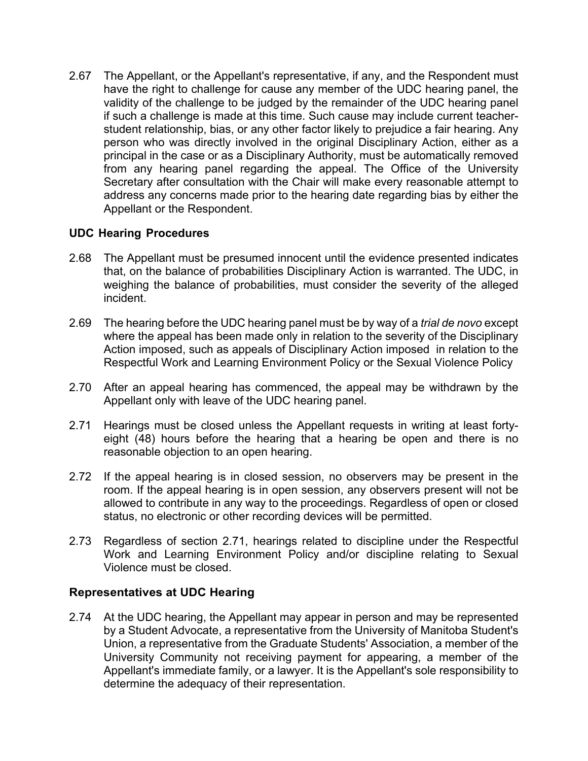2.67 The Appellant, or the Appellant's representative, if any, and the Respondent must have the right to challenge for cause any member of the UDC hearing panel, the validity of the challenge to be judged by the remainder of the UDC hearing panel if such a challenge is made at this time. Such cause may include current teacher-student relationship, bias, or any other factor likely to prejudice a fair hearing. Any person who was directly involved in the original Disciplinary Action, either as a principal in the case or as a Disciplinary Authority, must be automatically removed from any hearing panel regarding the appeal. The Office of the University Secretary after consultation with the Chair will make every reasonable attempt to address any concerns made prior to the hearing date regarding bias by either the Appellant or the Respondent.

### UDC Hearing Procedures

2.68 The Appellant must be presumed innocent until the evidence presented indicates that, on the balance of probabilities Disciplinary Action is warranted. The UDC, in weighing the balance of probabilities, must consider the severity of the alleged incident.

2.69 The hearing before the UDC hearing panel must be by way of a *trial de novo* except where the appeal has been made only in relation to the severity of the Disciplinary Action imposed, such as appeals of Disciplinary Action imposed in relation to the Respectful Work and Learning Environment Policy or the Sexual Violence Policy

2.70 After an appeal hearing has commenced, the appeal may be withdrawn by the Appellant only with leave of the UDC hearing panel.

2.71 Hearings must be closed unless the Appellant requests in writing at least forty-eight (48) hours before the hearing that a hearing be open and there is no reasonable objection to an open hearing.

2.72 If the appeal hearing is in closed session, no observers may be present in the room. If the appeal hearing is in open session, any observers present will not be allowed to contribute in any way to the proceedings. Regardless of open or closed status, no electronic or other recording devices will be permitted.

2.73 Regardless of section 2.71, hearings related to discipline under the Respectful Work and Learning Environment Policy and/or discipline relating to Sexual Violence must be closed.

### Representatives at UDC Hearing

2.74 At the UDC hearing, the Appellant may appear in person and may be represented by a Student Advocate, a representative from the University of Manitoba Student's Union, a representative from the Graduate Students' Association, a member of the University Community not receiving payment for appearing, a member of the Appellant's immediate family, or a lawyer. It is the Appellant's sole responsibility to determine the adequacy of their representation.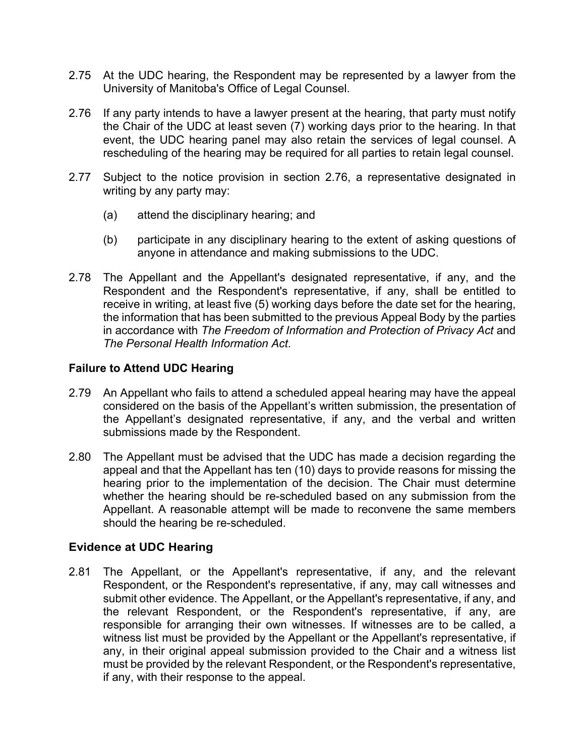2.75 At the UDC hearing, the Respondent may be represented by a lawyer from the University of Manitoba's Office of Legal Counsel.

2.76 If any party intends to have a lawyer present at the hearing, that party must notify the Chair of the UDC at least seven (7) working days prior to the hearing. In that event, the UDC hearing panel may also retain the services of legal counsel. A rescheduling of the hearing may be required for all parties to retain legal counsel.

2.77 Subject to the notice provision in section 2.76, a representative designated in writing by any party may:

   (a) attend the disciplinary hearing; and

   (b) participate in any disciplinary hearing to the extent of asking questions of anyone in attendance and making submissions to the UDC.

2.78 The Appellant and the Appellant's designated representative, if any, and the Respondent and the Respondent's representative, if any, shall be entitled to receive in writing, at least five (5) working days before the date set for the hearing, the information that has been submitted to the previous Appeal Body by the parties in accordance with *The Freedom of Information and Protection of Privacy Act* and *The Personal Health Information Act*.

### Failure to Attend UDC Hearing

2.79 An Appellant who fails to attend a scheduled appeal hearing may have the appeal considered on the basis of the Appellant's written submission, the presentation of the Appellant's designated representative, if any, and the verbal and written submissions made by the Respondent.

2.80 The Appellant must be advised that the UDC has made a decision regarding the appeal and that the Appellant has ten (10) days to provide reasons for missing the hearing prior to the implementation of the decision. The Chair must determine whether the hearing should be re-scheduled based on any submission from the Appellant. A reasonable attempt will be made to reconvene the same members should the hearing be re-scheduled.

### Evidence at UDC Hearing

2.81 The Appellant, or the Appellant's representative, if any, and the relevant Respondent, or the Respondent's representative, if any, may call witnesses and submit other evidence. The Appellant, or the Appellant's representative, if any, and the relevant Respondent, or the Respondent's representative, if any, are responsible for arranging their own witnesses. If witnesses are to be called, a witness list must be provided by the Appellant or the Appellant's representative, if any, in their original appeal submission provided to the Chair and a witness list must be provided by the relevant Respondent, or the Respondent's representative, if any, with their response to the appeal.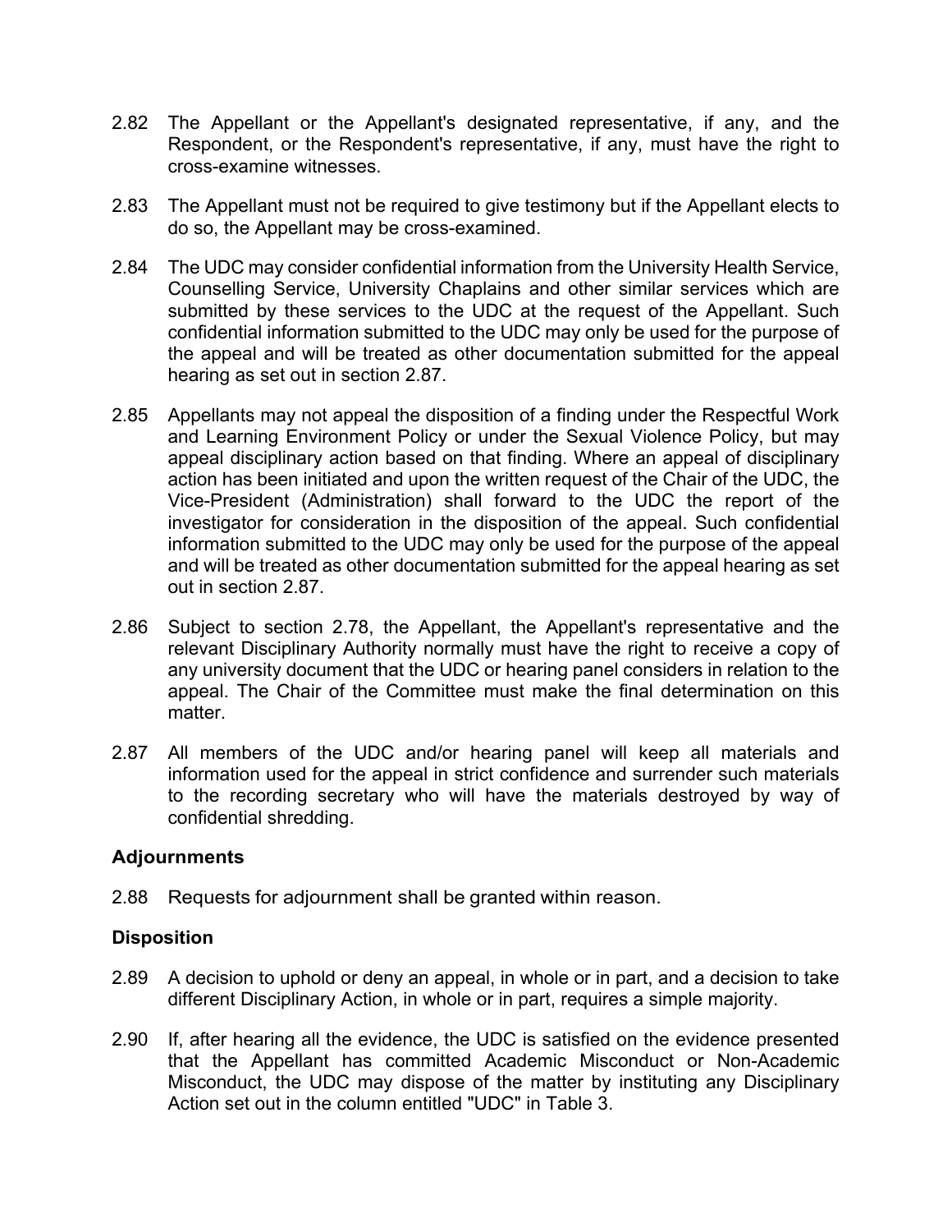2.82 The Appellant or the Appellant's designated representative, if any, and the Respondent, or the Respondent's representative, if any, must have the right to cross-examine witnesses.

2.83 The Appellant must not be required to give testimony but if the Appellant elects to do so, the Appellant may be cross-examined.

2.84 The UDC may consider confidential information from the University Health Service, Counselling Service, University Chaplains and other similar services which are submitted by these services to the UDC at the request of the Appellant. Such confidential information submitted to the UDC may only be used for the purpose of the appeal and will be treated as other documentation submitted for the appeal hearing as set out in section 2.87.

2.85 Appellants may not appeal the disposition of a finding under the Respectful Work and Learning Environment Policy or under the Sexual Violence Policy, but may appeal disciplinary action based on that finding. Where an appeal of disciplinary action has been initiated and upon the written request of the Chair of the UDC, the Vice-President (Administration) shall forward to the UDC the report of the investigator for consideration in the disposition of the appeal. Such confidential information submitted to the UDC may only be used for the purpose of the appeal and will be treated as other documentation submitted for the appeal hearing as set out in section 2.87.

2.86 Subject to section 2.78, the Appellant, the Appellant's representative and the relevant Disciplinary Authority normally must have the right to receive a copy of any university document that the UDC or hearing panel considers in relation to the appeal. The Chair of the Committee must make the final determination on this matter.

2.87 All members of the UDC and/or hearing panel will keep all materials and information used for the appeal in strict confidence and surrender such materials to the recording secretary who will have the materials destroyed by way of confidential shredding.

### Adjournments

2.88 Requests for adjournment shall be granted within reason.

### Disposition

2.89 A decision to uphold or deny an appeal, in whole or in part, and a decision to take different Disciplinary Action, in whole or in part, requires a simple majority.

2.90 If, after hearing all the evidence, the UDC is satisfied on the evidence presented that the Appellant has committed Academic Misconduct or Non-Academic Misconduct, the UDC may dispose of the matter by instituting any Disciplinary Action set out in the column entitled "UDC" in Table 3.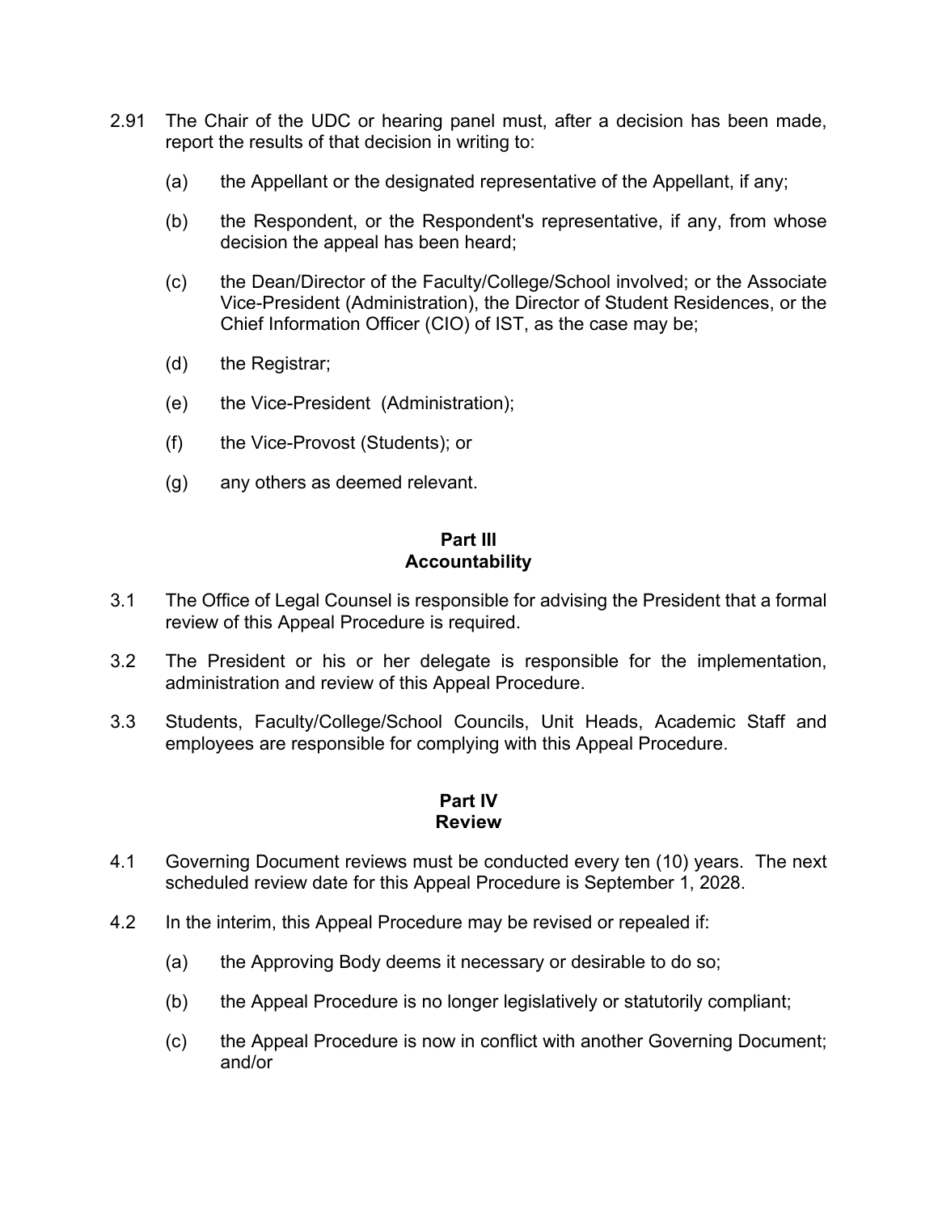2.91 The Chair of the UDC or hearing panel must, after a decision has been made, report the results of that decision in writing to:

(a) the Appellant or the designated representative of the Appellant, if any;

(b) the Respondent, or the Respondent's representative, if any, from whose decision the appeal has been heard;

(c) the Dean/Director of the Faculty/College/School involved; or the Associate Vice-President (Administration), the Director of Student Residences, or the Chief Information Officer (CIO) of IST, as the case may be;

(d) the Registrar;

(e) the Vice-President (Administration);

(f) the Vice-Provost (Students); or

(g) any others as deemed relevant.

## Part III
## Accountability

3.1 The Office of Legal Counsel is responsible for advising the President that a formal review of this Appeal Procedure is required.

3.2 The President or his or her delegate is responsible for the implementation, administration and review of this Appeal Procedure.

3.3 Students, Faculty/College/School Councils, Unit Heads, Academic Staff and employees are responsible for complying with this Appeal Procedure.

## Part IV
## Review

4.1 Governing Document reviews must be conducted every ten (10) years. The next scheduled review date for this Appeal Procedure is September 1, 2028.

4.2 In the interim, this Appeal Procedure may be revised or repealed if:

(a) the Approving Body deems it necessary or desirable to do so;

(b) the Appeal Procedure is no longer legislatively or statutorily compliant;

(c) the Appeal Procedure is now in conflict with another Governing Document; and/or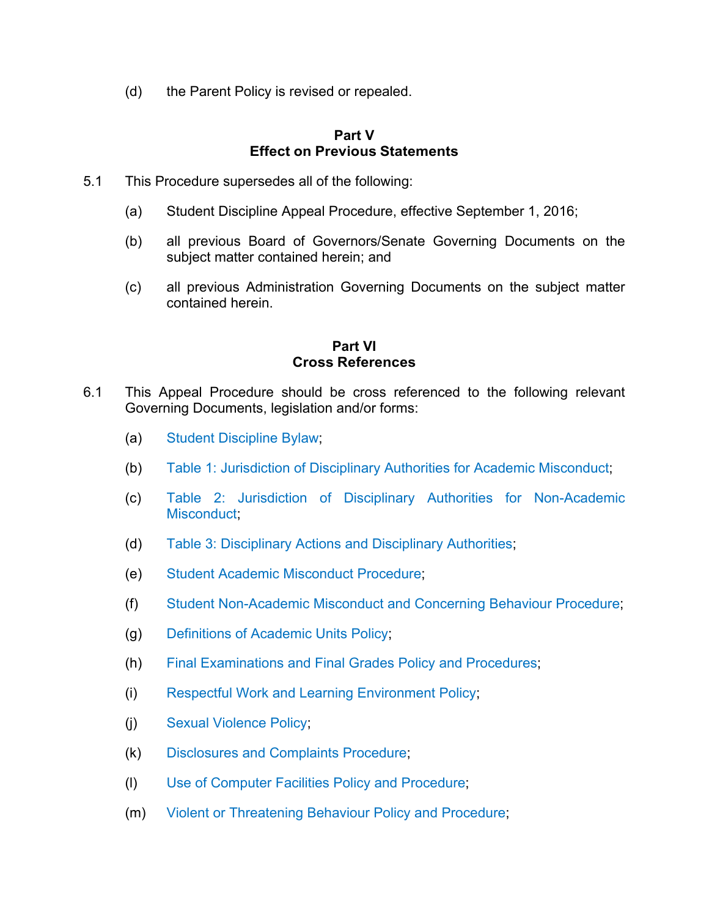(d) the Parent Policy is revised or repealed.

## Part V
## Effect on Previous Statements

5.1 This Procedure supersedes all of the following:

(a) Student Discipline Appeal Procedure, effective September 1, 2016;

(b) all previous Board of Governors/Senate Governing Documents on the subject matter contained herein; and

(c) all previous Administration Governing Documents on the subject matter contained herein.

## Part VI
## Cross References

6.1 This Appeal Procedure should be cross referenced to the following relevant Governing Documents, legislation and/or forms:

(a) Student Discipline Bylaw;

(b) Table 1: Jurisdiction of Disciplinary Authorities for Academic Misconduct;

(c) Table 2: Jurisdiction of Disciplinary Authorities for Non-Academic Misconduct;

(d) Table 3: Disciplinary Actions and Disciplinary Authorities;

(e) Student Academic Misconduct Procedure;

(f) Student Non-Academic Misconduct and Concerning Behaviour Procedure;

(g) Definitions of Academic Units Policy;

(h) Final Examinations and Final Grades Policy and Procedures;

(i) Respectful Work and Learning Environment Policy;

(j) Sexual Violence Policy;

(k) Disclosures and Complaints Procedure;

(l) Use of Computer Facilities Policy and Procedure;

(m) Violent or Threatening Behaviour Policy and Procedure;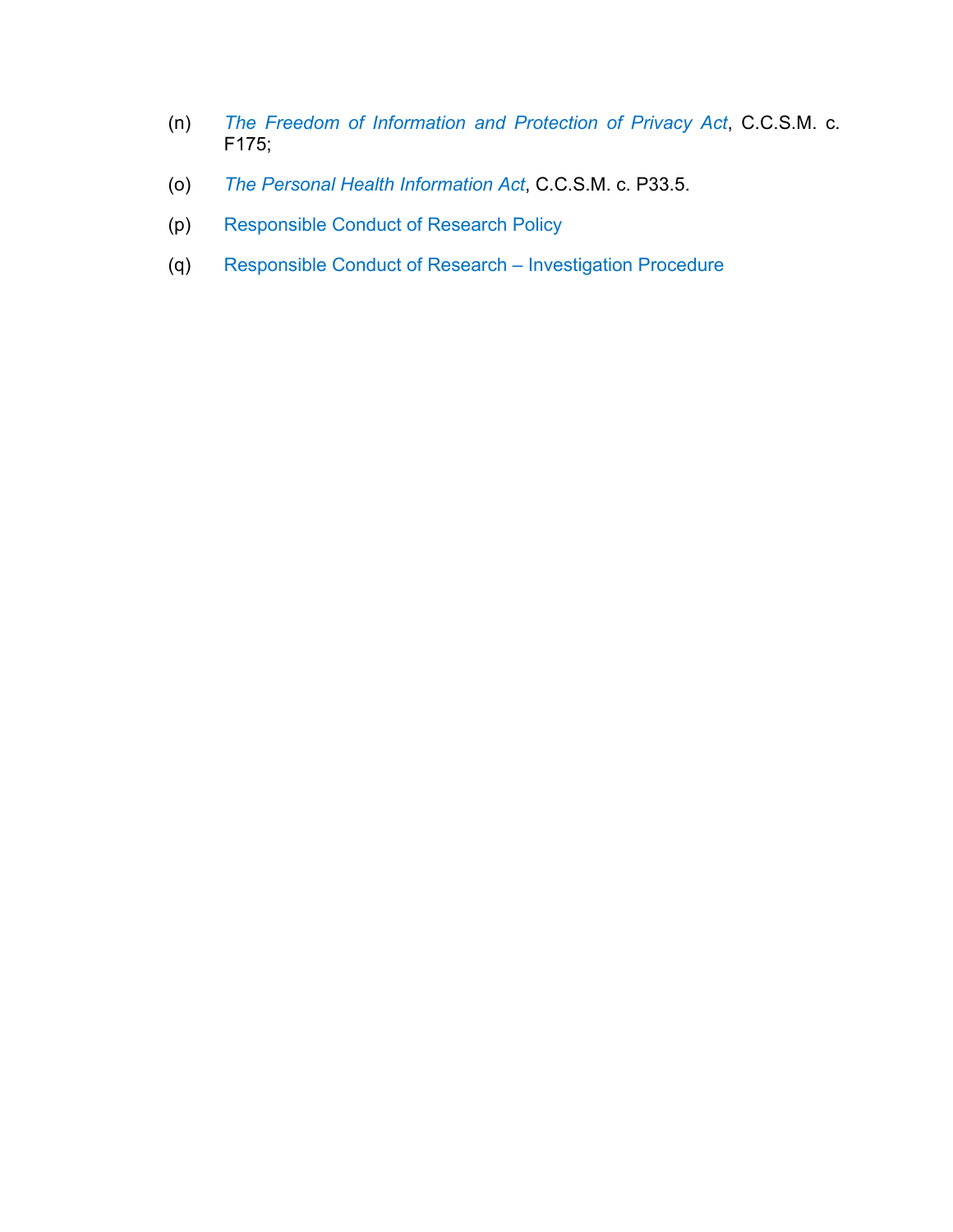(n) *The Freedom of Information and Protection of Privacy Act*, C.C.S.M. c. F175;

(o) *The Personal Health Information Act*, C.C.S.M. c. P33.5.

(p) Responsible Conduct of Research Policy

(q) Responsible Conduct of Research – Investigation Procedure